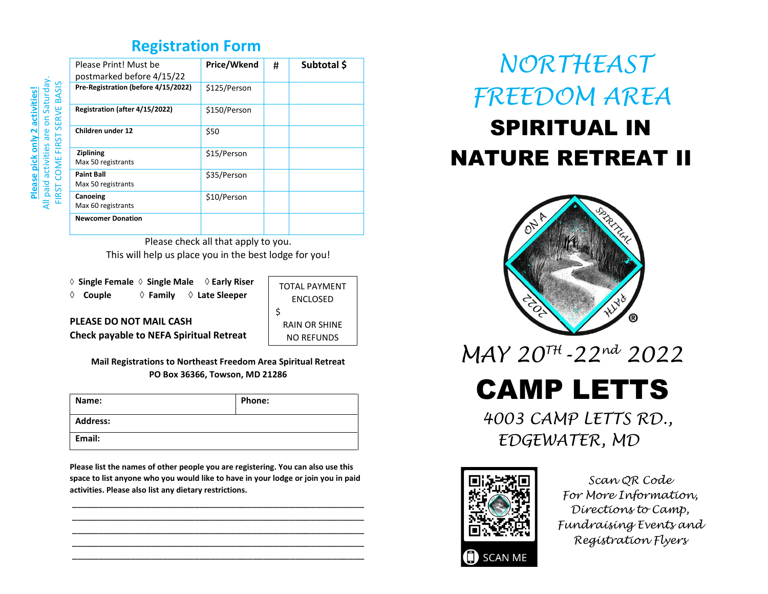## Registration Form

**Please pick only 2 activities!**
All paid activities are on Saturday.
FIRST COME FIRST SERVE BASIS

| Please Print! Must be postmarked before 4/15/22 | Price/Wkend | # | Subtotal $ |
|---|---|---|---|
| **Pre-Registration (before 4/15/2022)** | $125/Person | | |
| **Registration (after 4/15/2022)** | $150/Person | | |
| **Children under 12** | $50 | | |
| **Ziplining** Max 50 registrants | $15/Person | | |
| **Paint Ball** Max 50 registrants | $35/Person | | |
| **Canoeing** Max 60 registrants | $10/Person | | |
| **Newcomer Donation** | | | |

Please check all that apply to you.
This will help us place you in the best lodge for you!

◊ **Single Female** ◊ **Single Male** ◊ **Early Riser**
◊ **Couple** ◊ **Family** ◊ **Late Sleeper**

TOTAL PAYMENT ENCLOSED
$
RAIN OR SHINE
NO REFUNDS

**PLEASE DO NOT MAIL CASH**
**Check payable to NEFA Spiritual Retreat**

**Mail Registrations to Northeast Freedom Area Spiritual Retreat**
**PO Box 36366, Towson, MD 21286**

| Name: | Phone: |
|---|---|
| Address: | |
| Email: | |

**Please list the names of other people you are registering. You can also use this space to list anyone who you would like to have in your lodge or join you in paid activities. Please also list any dietary restrictions.**

______________________________________________________________
______________________________________________________________
______________________________________________________________
______________________________________________________________
______________________________________________________________

# *NORTHEAST FREEDOM AREA*
# SPIRITUAL IN NATURE RETREAT II

ON A SPIRITUAL PATH 2022 ®

## *MAY 20TH -22nd 2022*

# CAMP LETTS

*4003 CAMP LETTS RD., EDGEWATER, MD*

SCAN ME

*Scan QR Code For More Information, Directions to Camp, Fundraising Events and Registration Flyers*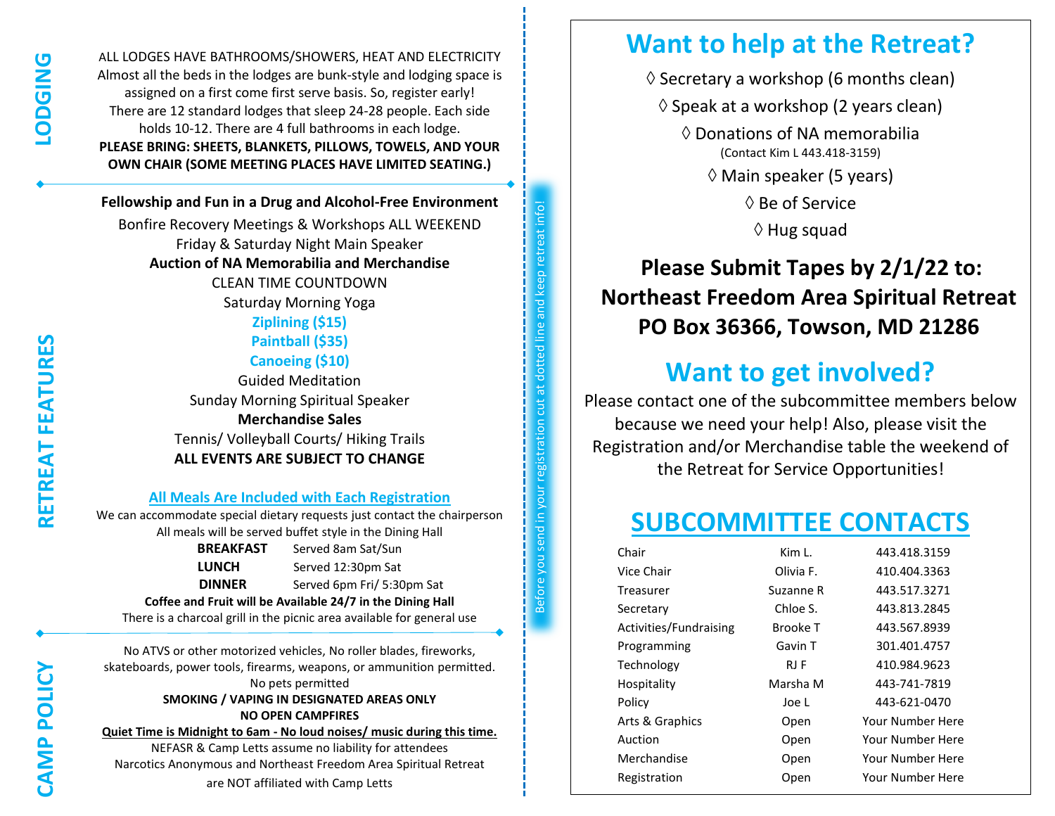## LODGING

ALL LODGES HAVE BATHROOMS/SHOWERS, HEAT AND ELECTRICITY
Almost all the beds in the lodges are bunk-style and lodging space is assigned on a first come first serve basis. So, register early!
There are 12 standard lodges that sleep 24-28 people. Each side holds 10-12. There are 4 full bathrooms in each lodge.
**PLEASE BRING: SHEETS, BLANKETS, PILLOWS, TOWELS, AND YOUR OWN CHAIR (SOME MEETING PLACES HAVE LIMITED SEATING.)**

## RETREAT FEATURES

**Fellowship and Fun in a Drug and Alcohol-Free Environment**

Bonfire Recovery Meetings & Workshops ALL WEEKEND
Friday & Saturday Night Main Speaker
**Auction of NA Memorabilia and Merchandise**
CLEAN TIME COUNTDOWN
Saturday Morning Yoga
**Ziplining ($15)**
**Paintball ($35)**
**Canoeing ($10)**
Guided Meditation
Sunday Morning Spiritual Speaker
**Merchandise Sales**
Tennis/ Volleyball Courts/ Hiking Trails
**ALL EVENTS ARE SUBJECT TO CHANGE**

**All Meals Are Included with Each Registration**

We can accommodate special dietary requests just contact the chairperson
All meals will be served buffet style in the Dining Hall

| | |
|---|---|
| **BREAKFAST** | Served 8am Sat/Sun |
| **LUNCH** | Served 12:30pm Sat |
| **DINNER** | Served 6pm Fri/ 5:30pm Sat |

**Coffee and Fruit will be Available 24/7 in the Dining Hall**
There is a charcoal grill in the picnic area available for general use

## CAMP POLICY

No ATVS or other motorized vehicles, No roller blades, fireworks, skateboards, power tools, firearms, weapons, or ammunition permitted.
No pets permitted
**SMOKING / VAPING IN DESIGNATED AREAS ONLY**
**NO OPEN CAMPFIRES**
**Quiet Time is Midnight to 6am - No loud noises/ music during this time.**
NEFASR & Camp Letts assume no liability for attendees
Narcotics Anonymous and Northeast Freedom Area Spiritual Retreat are NOT affiliated with Camp Letts

Before you send in your registration cut at dotted line and keep retreat info!

# Want to help at the Retreat?

◊ Secretary a workshop (6 months clean)
◊ Speak at a workshop (2 years clean)
◊ Donations of NA memorabilia
(Contact Kim L 443.418-3159)
◊ Main speaker (5 years)
◊ Be of Service
◊ Hug squad

**Please Submit Tapes by 2/1/22 to:**
**Northeast Freedom Area Spiritual Retreat**
**PO Box 36366, Towson, MD 21286**

# Want to get involved?

Please contact one of the subcommittee members below because we need your help! Also, please visit the Registration and/or Merchandise table the weekend of the Retreat for Service Opportunities!

# SUBCOMMITTEE CONTACTS

| | | |
|---|---|---|
| Chair | Kim L. | 443.418.3159 |
| Vice Chair | Olivia F. | 410.404.3363 |
| Treasurer | Suzanne R | 443.517.3271 |
| Secretary | Chloe S. | 443.813.2845 |
| Activities/Fundraising | Brooke T | 443.567.8939 |
| Programming | Gavin T | 301.401.4757 |
| Technology | RJ F | 410.984.9623 |
| Hospitality | Marsha M | 443-741-7819 |
| Policy | Joe L | 443-621-0470 |
| Arts & Graphics | Open | Your Number Here |
| Auction | Open | Your Number Here |
| Merchandise | Open | Your Number Here |
| Registration | Open | Your Number Here |